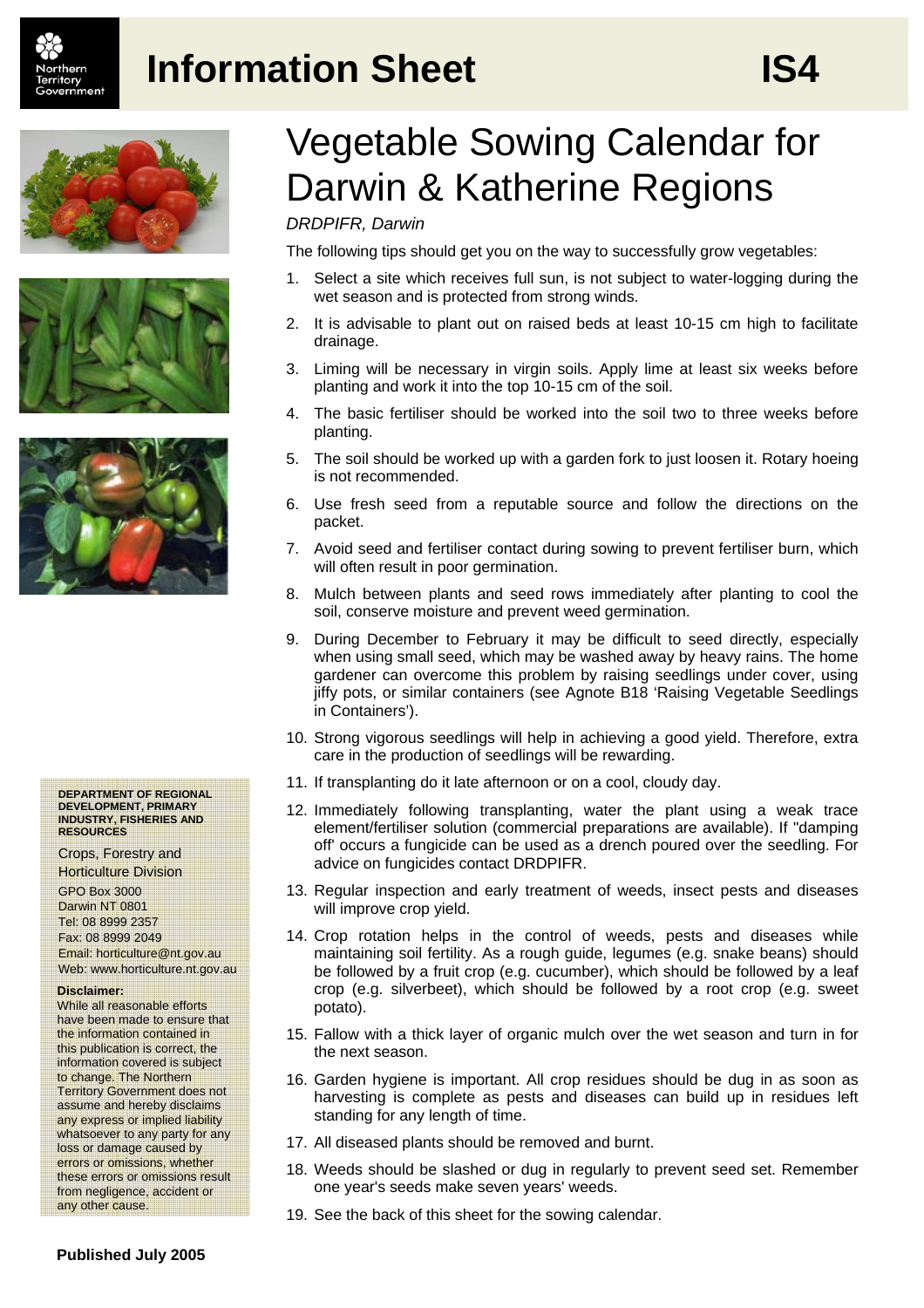Northern Territory Government

# Information Sheet IS4

# Vegetable Sowing Calendar for Darwin & Katherine Regions

*DRDPIFR, Darwin*

The following tips should get you on the way to successfully grow vegetables:

1. Select a site which receives full sun, is not subject to water-logging during the wet season and is protected from strong winds.
2. It is advisable to plant out on raised beds at least 10-15 cm high to facilitate drainage.
3. Liming will be necessary in virgin soils. Apply lime at least six weeks before planting and work it into the top 10-15 cm of the soil.
4. The basic fertiliser should be worked into the soil two to three weeks before planting.
5. The soil should be worked up with a garden fork to just loosen it. Rotary hoeing is not recommended.
6. Use fresh seed from a reputable source and follow the directions on the packet.
7. Avoid seed and fertiliser contact during sowing to prevent fertiliser burn, which will often result in poor germination.
8. Mulch between plants and seed rows immediately after planting to cool the soil, conserve moisture and prevent weed germination.
9. During December to February it may be difficult to seed directly, especially when using small seed, which may be washed away by heavy rains. The home gardener can overcome this problem by raising seedlings under cover, using jiffy pots, or similar containers (see Agnote B18 'Raising Vegetable Seedlings in Containers').
10. Strong vigorous seedlings will help in achieving a good yield. Therefore, extra care in the production of seedlings will be rewarding.
11. If transplanting do it late afternoon or on a cool, cloudy day.
12. Immediately following transplanting, water the plant using a weak trace element/fertiliser solution (commercial preparations are available). If "damping off' occurs a fungicide can be used as a drench poured over the seedling. For advice on fungicides contact DRDPIFR.
13. Regular inspection and early treatment of weeds, insect pests and diseases will improve crop yield.
14. Crop rotation helps in the control of weeds, pests and diseases while maintaining soil fertility. As a rough guide, legumes (e.g. snake beans) should be followed by a fruit crop (e.g. cucumber), which should be followed by a leaf crop (e.g. silverbeet), which should be followed by a root crop (e.g. sweet potato).
15. Fallow with a thick layer of organic mulch over the wet season and turn in for the next season.
16. Garden hygiene is important. All crop residues should be dug in as soon as harvesting is complete as pests and diseases can build up in residues left standing for any length of time.
17. All diseased plants should be removed and burnt.
18. Weeds should be slashed or dug in regularly to prevent seed set. Remember one year's seeds make seven years' weeds.
19. See the back of this sheet for the sowing calendar.

**DEPARTMENT OF REGIONAL DEVELOPMENT, PRIMARY INDUSTRY, FISHERIES AND RESOURCES**

Crops, Forestry and Horticulture Division

GPO Box 3000
Darwin NT 0801
Tel: 08 8999 2357
Fax: 08 8999 2049
Email: horticulture@nt.gov.au
Web: www.horticulture.nt.gov.au

**Disclaimer:**
While all reasonable efforts have been made to ensure that the information contained in this publication is correct, the information covered is subject to change. The Northern Territory Government does not assume and hereby disclaims any express or implied liability whatsoever to any party for any loss or damage caused by errors or omissions, whether these errors or omissions result from negligence, accident or any other cause.

**Published July 2005**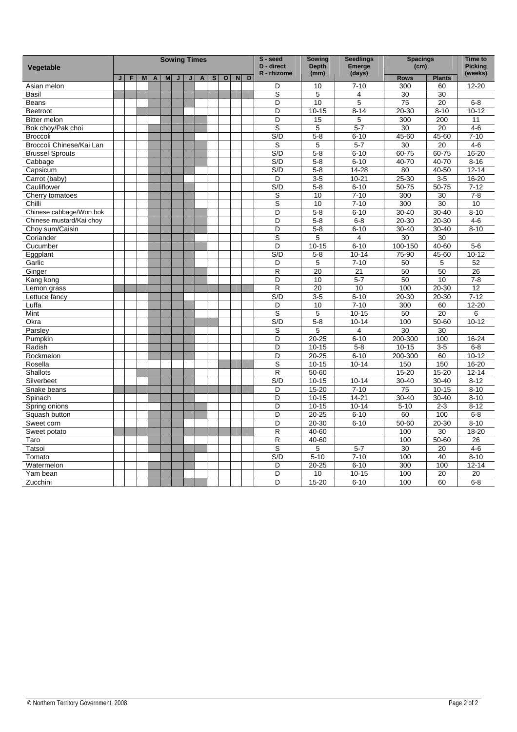| Vegetable | Sowing Times | | | | | | | | | | | | S - seed D - direct R - rhizome | Sowing Depth (mm) | Seedlings Emerge (days) | Spacings (cm) | | Time to Picking (weeks) |
|---|---|---|---|---|---|---|---|---|---|---|---|---|---|---|---|---|---|---|
| | J | F | M | A | M | J | J | A | S | O | N | D | | | | Rows | Plants | |
| Asian melon | | | | | | | | | | | | | D | 10 | 7-10 | 300 | 60 | 12-20 |
| Basil | | | | | | | | | | | | | S | 5 | 4 | 30 | 30 | |
| Beans | | | | | | | | | | | | | D | 10 | 5 | 75 | 20 | 6-8 |
| Beetroot | | | | | | | | | | | | | D | 10-15 | 8-14 | 20-30 | 8-10 | 10-12 |
| Bitter melon | | | | | | | | | | | | | D | 15 | 5 | 300 | 200 | 11 |
| Bok choy/Pak choi | | | | | | | | | | | | | S | 5 | 5-7 | 30 | 20 | 4-6 |
| Broccoli | | | | | | | | | | | | | S/D | 5-8 | 6-10 | 45-60 | 45-60 | 7-10 |
| Broccoli Chinese/Kai Lan | | | | | | | | | | | | | S | 5 | 5-7 | 30 | 20 | 4-6 |
| Brussel Sprouts | | | | | | | | | | | | | S/D | 5-8 | 6-10 | 60-75 | 60-75 | 16-20 |
| Cabbage | | | | | | | | | | | | | S/D | 5-8 | 6-10 | 40-70 | 40-70 | 8-16 |
| Capsicum | | | | | | | | | | | | | S/D | 5-8 | 14-28 | 80 | 40-50 | 12-14 |
| Carrot (baby) | | | | | | | | | | | | | D | 3-5 | 10-21 | 25-30 | 3-5 | 16-20 |
| Cauliflower | | | | | | | | | | | | | S/D | 5-8 | 6-10 | 50-75 | 50-75 | 7-12 |
| Cherry tomatoes | | | | | | | | | | | | | S | 10 | 7-10 | 300 | 30 | 7-8 |
| Chilli | | | | | | | | | | | | | S | 10 | 7-10 | 300 | 30 | 10 |
| Chinese cabbage/Won bok | | | | | | | | | | | | | D | 5-8 | 6-10 | 30-40 | 30-40 | 8-10 |
| Chinese mustard/Kai choy | | | | | | | | | | | | | D | 5-8 | 6-8 | 20-30 | 20-30 | 4-6 |
| Choy sum/Caisin | | | | | | | | | | | | | D | 5-8 | 6-10 | 30-40 | 30-40 | 8-10 |
| Coriander | | | | | | | | | | | | | S | 5 | 4 | 30 | 30 | |
| Cucumber | | | | | | | | | | | | | D | 10-15 | 6-10 | 100-150 | 40-60 | 5-6 |
| Eggplant | | | | | | | | | | | | | S/D | 5-8 | 10-14 | 75-90 | 45-60 | 10-12 |
| Garlic | | | | | | | | | | | | | D | 5 | 7-10 | 50 | 5 | 52 |
| Ginger | | | | | | | | | | | | | R | 20 | 21 | 50 | 50 | 26 |
| Kang kong | | | | | | | | | | | | | D | 10 | 5-7 | 50 | 10 | 7-8 |
| Lemon grass | | | | | | | | | | | | | R | 20 | 10 | 100 | 20-30 | 12 |
| Lettuce fancy | | | | | | | | | | | | | S/D | 3-5 | 6-10 | 20-30 | 20-30 | 7-12 |
| Luffa | | | | | | | | | | | | | D | 10 | 7-10 | 300 | 60 | 12-20 |
| Mint | | | | | | | | | | | | | S | 5 | 10-15 | 50 | 20 | 6 |
| Okra | | | | | | | | | | | | | S/D | 5-8 | 10-14 | 100 | 50-60 | 10-12 |
| Parsley | | | | | | | | | | | | | S | 5 | 4 | 30 | 30 | |
| Pumpkin | | | | | | | | | | | | | D | 20-25 | 6-10 | 200-300 | 100 | 16-24 |
| Radish | | | | | | | | | | | | | D | 10-15 | 5-8 | 10-15 | 3-5 | 6-8 |
| Rockmelon | | | | | | | | | | | | | D | 20-25 | 6-10 | 200-300 | 60 | 10-12 |
| Rosella | | | | | | | | | | | | | S | 10-15 | 10-14 | 150 | 150 | 16-20 |
| Shallots | | | | | | | | | | | | | R | 50-60 | | 15-20 | 15-20 | 12-14 |
| Silverbeet | | | | | | | | | | | | | S/D | 10-15 | 10-14 | 30-40 | 30-40 | 8-12 |
| Snake beans | | | | | | | | | | | | | D | 15-20 | 7-10 | 75 | 10-15 | 8-10 |
| Spinach | | | | | | | | | | | | | D | 10-15 | 14-21 | 30-40 | 30-40 | 8-10 |
| Spring onions | | | | | | | | | | | | | D | 10-15 | 10-14 | 5-10 | 2-3 | 8-12 |
| Squash button | | | | | | | | | | | | | D | 20-25 | 6-10 | 60 | 100 | 6-8 |
| Sweet corn | | | | | | | | | | | | | D | 20-30 | 6-10 | 50-60 | 20-30 | 8-10 |
| Sweet potato | | | | | | | | | | | | | R | 40-60 | | 100 | 30 | 18-20 |
| Taro | | | | | | | | | | | | | R | 40-60 | | 100 | 50-60 | 26 |
| Tatsoi | | | | | | | | | | | | | S | 5 | 5-7 | 30 | 20 | 4-6 |
| Tomato | | | | | | | | | | | | | S/D | 5-10 | 7-10 | 100 | 40 | 8-10 |
| Watermelon | | | | | | | | | | | | | D | 20-25 | 6-10 | 300 | 100 | 12-14 |
| Yam bean | | | | | | | | | | | | | D | 10 | 10-15 | 100 | 20 | 20 |
| Zucchini | | | | | | | | | | | | | D | 15-20 | 6-10 | 100 | 60 | 6-8 |